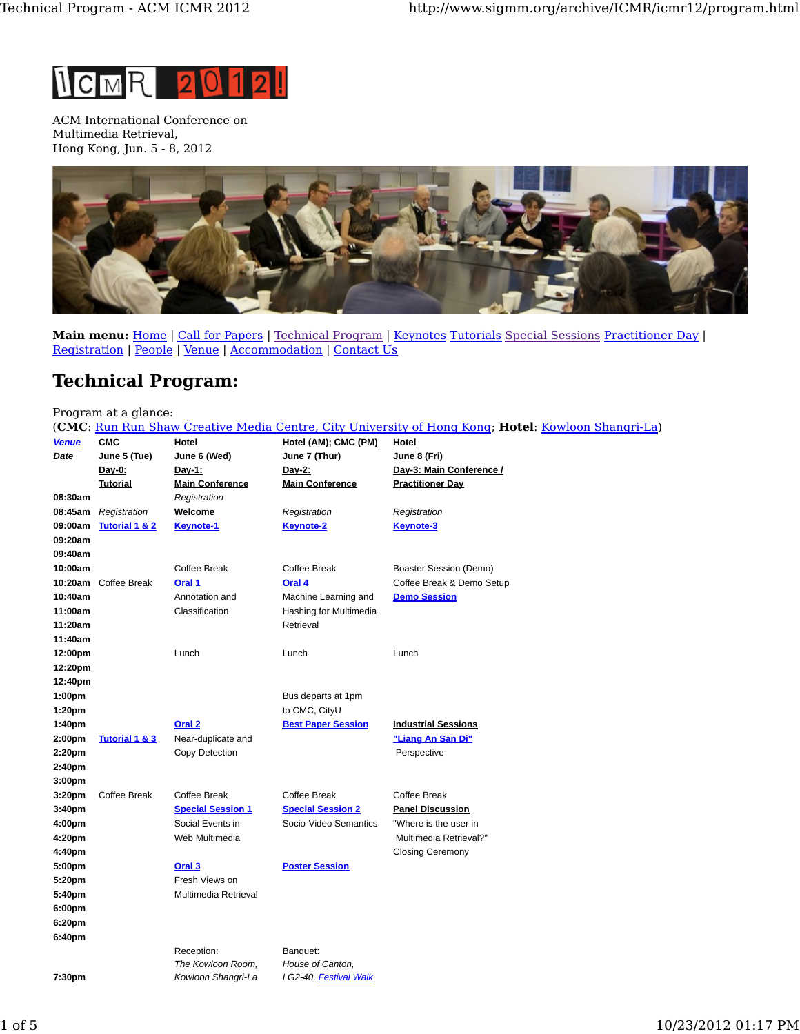ICMR 2012!

ACM International Conference on Multimedia Retrieval,
Hong Kong, Jun. 5 - 8, 2012

**Main menu:** Home | Call for Papers | Technical Program | Keynotes Tutorials Special Sessions Practitioner Day | Registration | People | Venue | Accommodation | Contact Us

# Technical Program:

Program at a glance:
(**CMC**: Run Run Shaw Creative Media Centre, City University of Hong Kong; **Hotel**: Kowloon Shangri-La)

| ***Venue*** | **CMC** | **Hotel** | **Hotel (AM); CMC (PM)** | **Hotel** |
|---|---|---|---|---|
| ***Date*** | June 5 (Tue) | June 6 (Wed) | June 7 (Thur) | June 8 (Fri) |
| | **Day-0: Tutorial** | **Day-1: Main Conference** | **Day-2: Main Conference** | **Day-3: Main Conference / Practitioner Day** |
| **08:30am** | | *Registration* | | |
| **08:45am** | *Registration* | Welcome | *Registration* | *Registration* |
| **09:00am** | **Tutorial 1 & 2** | **Keynote-1** | **Keynote-2** | **Keynote-3** |
| **09:20am** | | | | |
| **09:40am** | | | | |
| **10:00am** | | Coffee Break | Coffee Break | Boaster Session (Demo) |
| **10:20am** | Coffee Break | **Oral 1** | **Oral 4** | Coffee Break & Demo Setup |
| **10:40am** | | Annotation and | Machine Learning and | **Demo Session** |
| **11:00am** | | Classification | Hashing for Multimedia | |
| **11:20am** | | | Retrieval | |
| **11:40am** | | | | |
| **12:00pm** | | Lunch | Lunch | Lunch |
| **12:20pm** | | | | |
| **12:40pm** | | | | |
| **1:00pm** | | | Bus departs at 1pm | |
| **1:20pm** | | | to CMC, CityU | |
| **1:40pm** | | **Oral 2** | **Best Paper Session** | **Industrial Sessions** |
| **2:00pm** | **Tutorial 1 & 3** | Near-duplicate and | | **"Liang An San Di"** |
| **2:20pm** | | Copy Detection | | Perspective |
| **2:40pm** | | | | |
| **3:00pm** | | | | |
| **3:20pm** | Coffee Break | Coffee Break | Coffee Break | Coffee Break |
| **3:40pm** | | **Special Session 1** | **Special Session 2** | **Panel Discussion** |
| **4:00pm** | | Social Events in | Socio-Video Semantics | "Where is the user in |
| **4:20pm** | | Web Multimedia | | Multimedia Retrieval?" |
| **4:40pm** | | | | Closing Ceremony |
| **5:00pm** | | **Oral 3** | **Poster Session** | |
| **5:20pm** | | Fresh Views on | | |
| **5:40pm** | | Multimedia Retrieval | | |
| **6:00pm** | | | | |
| **6:20pm** | | | | |
| **6:40pm** | | | | |
| | | Reception: | Banquet: | |
| | | *The Kowloon Room,* | *House of Canton,* | |
| **7:30pm** | | *Kowloon Shangri-La* | *LG2-40, Festival Walk* | |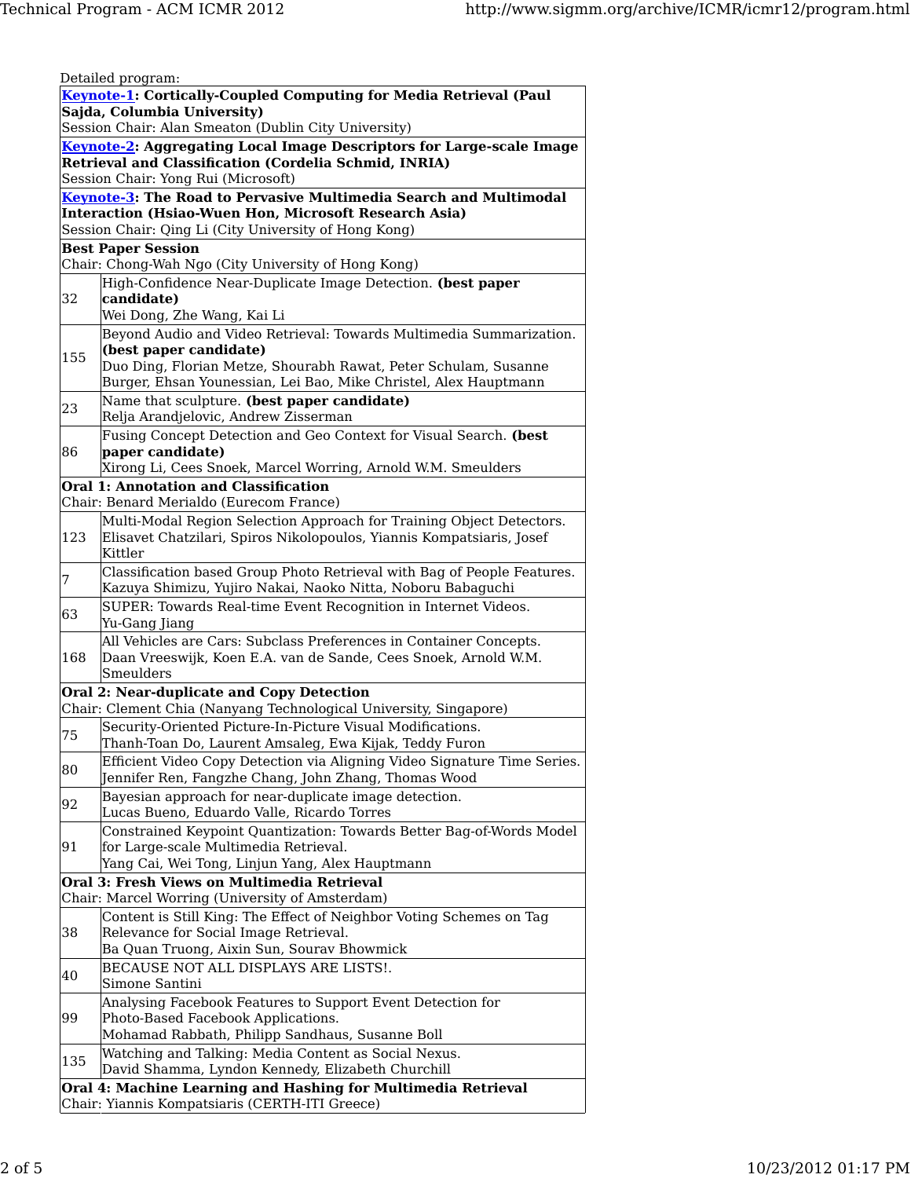Detailed program:

| | |
|---|---|
| **Keynote-1: Cortically-Coupled Computing for Media Retrieval (Paul Sajda, Columbia University)**<br>Session Chair: Alan Smeaton (Dublin City University) | |
| **Keynote-2: Aggregating Local Image Descriptors for Large-scale Image Retrieval and Classification (Cordelia Schmid, INRIA)**<br>Session Chair: Yong Rui (Microsoft) | |
| **Keynote-3: The Road to Pervasive Multimedia Search and Multimodal Interaction (Hsiao-Wuen Hon, Microsoft Research Asia)**<br>Session Chair: Qing Li (City University of Hong Kong) | |
| **Best Paper Session**<br>Chair: Chong-Wah Ngo (City University of Hong Kong) | |
| 32 | High-Confidence Near-Duplicate Image Detection. **(best paper candidate)**<br>Wei Dong, Zhe Wang, Kai Li |
| 155 | Beyond Audio and Video Retrieval: Towards Multimedia Summarization. **(best paper candidate)**<br>Duo Ding, Florian Metze, Shourabh Rawat, Peter Schulam, Susanne Burger, Ehsan Younessian, Lei Bao, Mike Christel, Alex Hauptmann |
| 23 | Name that sculpture. **(best paper candidate)**<br>Relja Arandjelovic, Andrew Zisserman |
| 86 | Fusing Concept Detection and Geo Context for Visual Search. **(best paper candidate)**<br>Xirong Li, Cees Snoek, Marcel Worring, Arnold W.M. Smeulders |
| **Oral 1: Annotation and Classification**<br>Chair: Benard Merialdo (Eurecom France) | |
| 123 | Multi-Modal Region Selection Approach for Training Object Detectors.<br>Elisavet Chatzilari, Spiros Nikolopoulos, Yiannis Kompatsiaris, Josef Kittler |
| 7 | Classification based Group Photo Retrieval with Bag of People Features.<br>Kazuya Shimizu, Yujiro Nakai, Naoko Nitta, Noboru Babaguchi |
| 63 | SUPER: Towards Real-time Event Recognition in Internet Videos.<br>Yu-Gang Jiang |
| 168 | All Vehicles are Cars: Subclass Preferences in Container Concepts.<br>Daan Vreeswijk, Koen E.A. van de Sande, Cees Snoek, Arnold W.M. Smeulders |
| **Oral 2: Near-duplicate and Copy Detection**<br>Chair: Clement Chia (Nanyang Technological University, Singapore) | |
| 75 | Security-Oriented Picture-In-Picture Visual Modifications.<br>Thanh-Toan Do, Laurent Amsaleg, Ewa Kijak, Teddy Furon |
| 80 | Efficient Video Copy Detection via Aligning Video Signature Time Series.<br>Jennifer Ren, Fangzhe Chang, John Zhang, Thomas Wood |
| 92 | Bayesian approach for near-duplicate image detection.<br>Lucas Bueno, Eduardo Valle, Ricardo Torres |
| 91 | Constrained Keypoint Quantization: Towards Better Bag-of-Words Model for Large-scale Multimedia Retrieval.<br>Yang Cai, Wei Tong, Linjun Yang, Alex Hauptmann |
| **Oral 3: Fresh Views on Multimedia Retrieval**<br>Chair: Marcel Worring (University of Amsterdam) | |
| 38 | Content is Still King: The Effect of Neighbor Voting Schemes on Tag Relevance for Social Image Retrieval.<br>Ba Quan Truong, Aixin Sun, Sourav Bhowmick |
| 40 | BECAUSE NOT ALL DISPLAYS ARE LISTS!.<br>Simone Santini |
| 99 | Analysing Facebook Features to Support Event Detection for Photo-Based Facebook Applications.<br>Mohamad Rabbath, Philipp Sandhaus, Susanne Boll |
| 135 | Watching and Talking: Media Content as Social Nexus.<br>David Shamma, Lyndon Kennedy, Elizabeth Churchill |
| **Oral 4: Machine Learning and Hashing for Multimedia Retrieval**<br>Chair: Yiannis Kompatsiaris (CERTH-ITI Greece) | |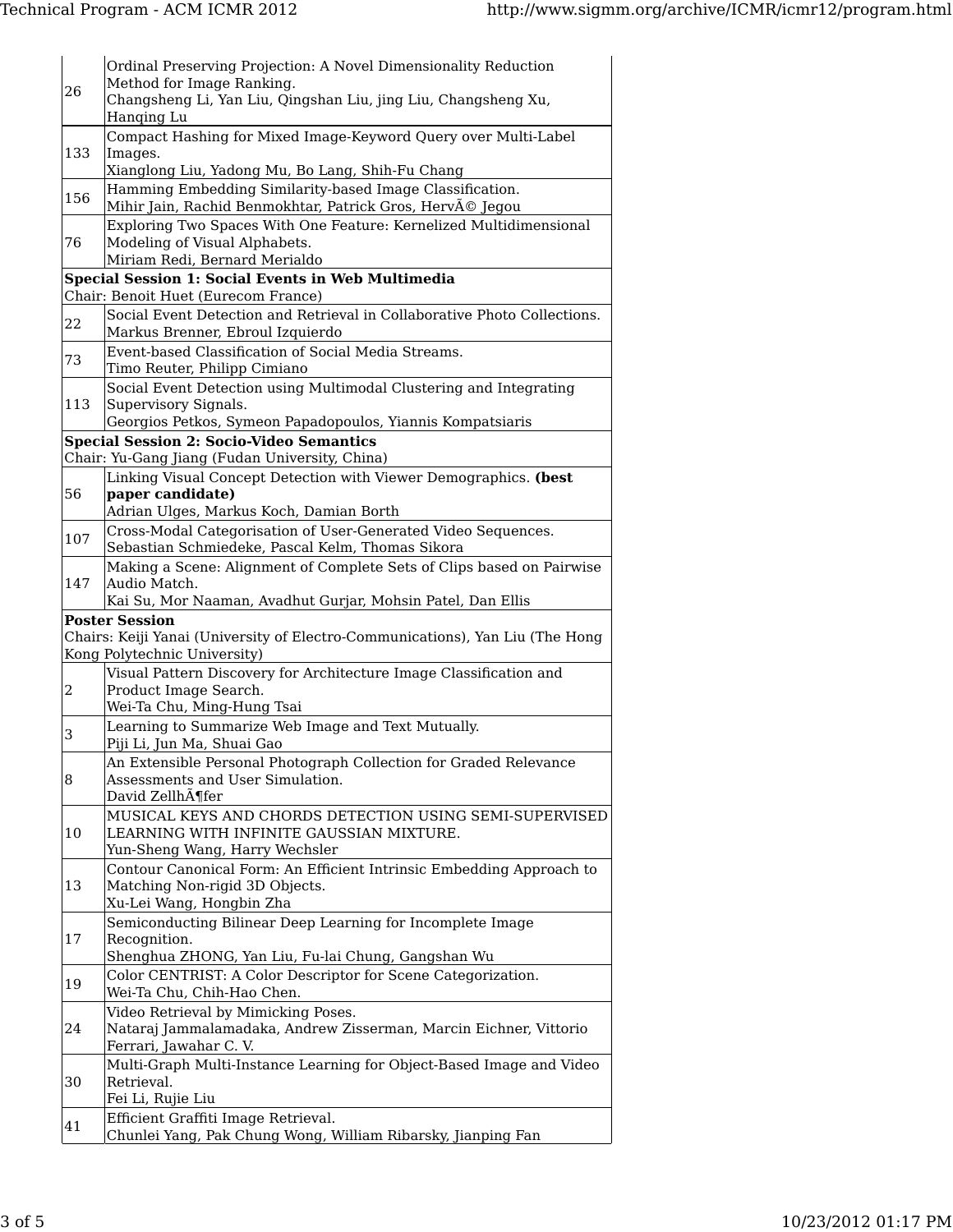| | |
|---|---|
| 26 | Ordinal Preserving Projection: A Novel Dimensionality Reduction Method for Image Ranking.<br>Changsheng Li, Yan Liu, Qingshan Liu, jing Liu, Changsheng Xu, Hanqing Lu |
| 133 | Compact Hashing for Mixed Image-Keyword Query over Multi-Label Images.<br>Xianglong Liu, Yadong Mu, Bo Lang, Shih-Fu Chang |
| 156 | Hamming Embedding Similarity-based Image Classification.<br>Mihir Jain, Rachid Benmokhtar, Patrick Gros, HervÃ© Jegou |
| 76 | Exploring Two Spaces With One Feature: Kernelized Multidimensional Modeling of Visual Alphabets.<br>Miriam Redi, Bernard Merialdo |
| **Special Session 1: Social Events in Web Multimedia**<br>Chair: Benoit Huet (Eurecom France) | |
| 22 | Social Event Detection and Retrieval in Collaborative Photo Collections.<br>Markus Brenner, Ebroul Izquierdo |
| 73 | Event-based Classification of Social Media Streams.<br>Timo Reuter, Philipp Cimiano |
| 113 | Social Event Detection using Multimodal Clustering and Integrating Supervisory Signals.<br>Georgios Petkos, Symeon Papadopoulos, Yiannis Kompatsiaris |
| **Special Session 2: Socio-Video Semantics**<br>Chair: Yu-Gang Jiang (Fudan University, China) | |
| 56 | Linking Visual Concept Detection with Viewer Demographics. **(best paper candidate)**<br>Adrian Ulges, Markus Koch, Damian Borth |
| 107 | Cross-Modal Categorisation of User-Generated Video Sequences.<br>Sebastian Schmiedeke, Pascal Kelm, Thomas Sikora |
| 147 | Making a Scene: Alignment of Complete Sets of Clips based on Pairwise Audio Match.<br>Kai Su, Mor Naaman, Avadhut Gurjar, Mohsin Patel, Dan Ellis |
| **Poster Session**<br>Chairs: Keiji Yanai (University of Electro-Communications), Yan Liu (The Hong Kong Polytechnic University) | |
| 2 | Visual Pattern Discovery for Architecture Image Classification and Product Image Search.<br>Wei-Ta Chu, Ming-Hung Tsai |
| 3 | Learning to Summarize Web Image and Text Mutually.<br>Piji Li, Jun Ma, Shuai Gao |
| 8 | An Extensible Personal Photograph Collection for Graded Relevance Assessments and User Simulation.<br>David ZellhÃ¶fer |
| 10 | MUSICAL KEYS AND CHORDS DETECTION USING SEMI-SUPERVISED LEARNING WITH INFINITE GAUSSIAN MIXTURE.<br>Yun-Sheng Wang, Harry Wechsler |
| 13 | Contour Canonical Form: An Efficient Intrinsic Embedding Approach to Matching Non-rigid 3D Objects.<br>Xu-Lei Wang, Hongbin Zha |
| 17 | Semiconducting Bilinear Deep Learning for Incomplete Image Recognition.<br>Shenghua ZHONG, Yan Liu, Fu-lai Chung, Gangshan Wu |
| 19 | Color CENTRIST: A Color Descriptor for Scene Categorization.<br>Wei-Ta Chu, Chih-Hao Chen. |
| 24 | Video Retrieval by Mimicking Poses.<br>Nataraj Jammalamadaka, Andrew Zisserman, Marcin Eichner, Vittorio Ferrari, Jawahar C. V. |
| 30 | Multi-Graph Multi-Instance Learning for Object-Based Image and Video Retrieval.<br>Fei Li, Rujie Liu |
| 41 | Efficient Graffiti Image Retrieval.<br>Chunlei Yang, Pak Chung Wong, William Ribarsky, Jianping Fan |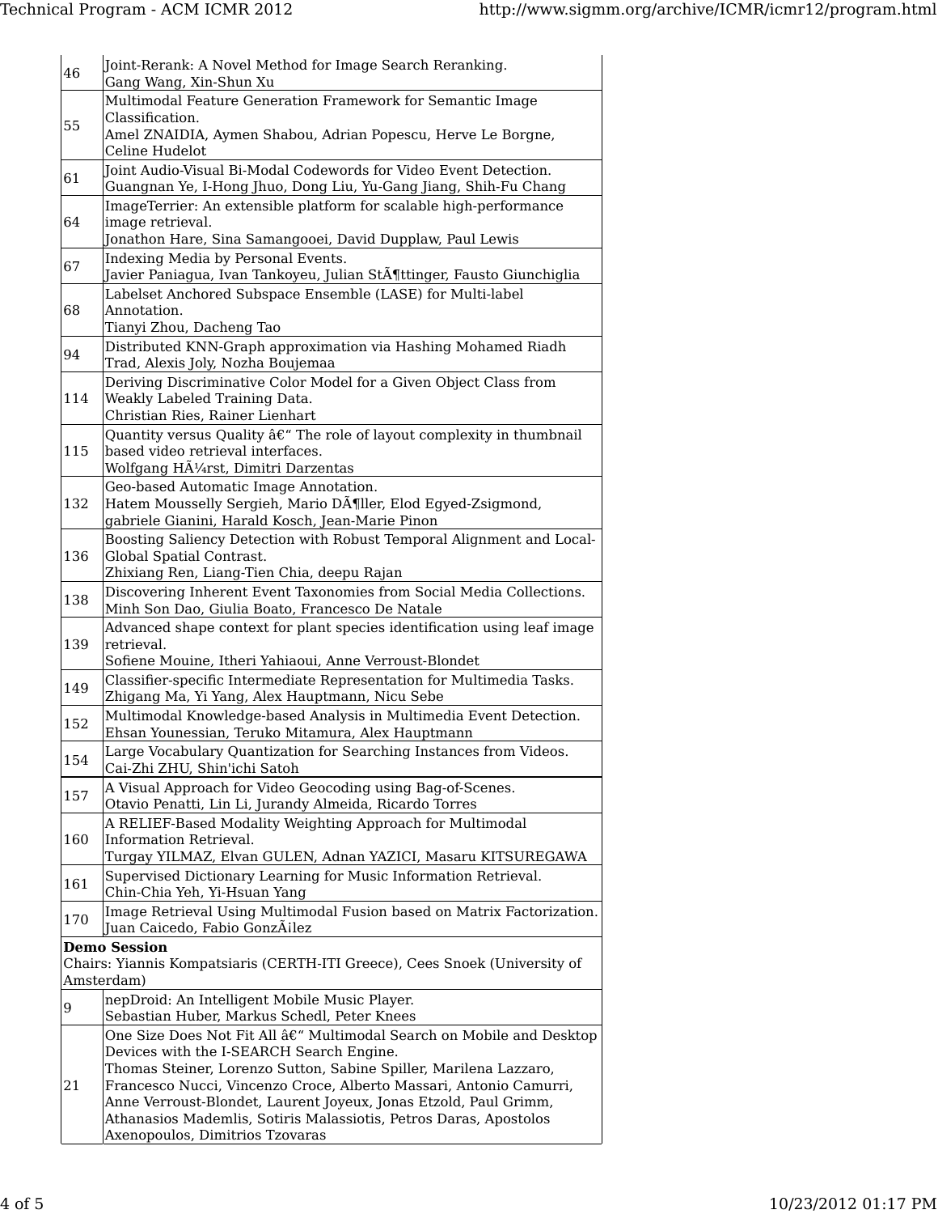| | |
|---|---|
| 46 | Joint-Rerank: A Novel Method for Image Search Reranking.<br>Gang Wang, Xin-Shun Xu |
| 55 | Multimodal Feature Generation Framework for Semantic Image Classification.<br>Amel ZNAIDIA, Aymen Shabou, Adrian Popescu, Herve Le Borgne, Celine Hudelot |
| 61 | Joint Audio-Visual Bi-Modal Codewords for Video Event Detection.<br>Guangnan Ye, I-Hong Jhuo, Dong Liu, Yu-Gang Jiang, Shih-Fu Chang |
| 64 | ImageTerrier: An extensible platform for scalable high-performance image retrieval.<br>Jonathon Hare, Sina Samangooei, David Dupplaw, Paul Lewis |
| 67 | Indexing Media by Personal Events.<br>Javier Paniagua, Ivan Tankoyeu, Julian StÃ¶ttinger, Fausto Giunchiglia |
| 68 | Labelset Anchored Subspace Ensemble (LASE) for Multi-label Annotation.<br>Tianyi Zhou, Dacheng Tao |
| 94 | Distributed KNN-Graph approximation via Hashing Mohamed Riadh Trad, Alexis Joly, Nozha Boujemaa |
| 114 | Deriving Discriminative Color Model for a Given Object Class from Weakly Labeled Training Data.<br>Christian Ries, Rainer Lienhart |
| 115 | Quantity versus Quality â€“ The role of layout complexity in thumbnail based video retrieval interfaces.<br>Wolfgang HÃ¼rst, Dimitri Darzentas |
| 132 | Geo-based Automatic Image Annotation.<br>Hatem Mousselly Sergieh, Mario DÃ¶ller, Elod Egyed-Zsigmond, gabriele Gianini, Harald Kosch, Jean-Marie Pinon |
| 136 | Boosting Saliency Detection with Robust Temporal Alignment and Local-Global Spatial Contrast.<br>Zhixiang Ren, Liang-Tien Chia, deepu Rajan |
| 138 | Discovering Inherent Event Taxonomies from Social Media Collections.<br>Minh Son Dao, Giulia Boato, Francesco De Natale |
| 139 | Advanced shape context for plant species identification using leaf image retrieval.<br>Sofiene Mouine, Itheri Yahiaoui, Anne Verroust-Blondet |
| 149 | Classifier-specific Intermediate Representation for Multimedia Tasks.<br>Zhigang Ma, Yi Yang, Alex Hauptmann, Nicu Sebe |
| 152 | Multimodal Knowledge-based Analysis in Multimedia Event Detection.<br>Ehsan Younessian, Teruko Mitamura, Alex Hauptmann |
| 154 | Large Vocabulary Quantization for Searching Instances from Videos.<br>Cai-Zhi ZHU, Shin'ichi Satoh |
| 157 | A Visual Approach for Video Geocoding using Bag-of-Scenes.<br>Otavio Penatti, Lin Li, Jurandy Almeida, Ricardo Torres |
| 160 | A RELIEF-Based Modality Weighting Approach for Multimodal Information Retrieval.<br>Turgay YILMAZ, Elvan GULEN, Adnan YAZICI, Masaru KITSUREGAWA |
| 161 | Supervised Dictionary Learning for Music Information Retrieval.<br>Chin-Chia Yeh, Yi-Hsuan Yang |
| 170 | Image Retrieval Using Multimodal Fusion based on Matrix Factorization.<br>Juan Caicedo, Fabio GonzÃ¡lez |
| **Demo Session**<br>Chairs: Yiannis Kompatsiaris (CERTH-ITI Greece), Cees Snoek (University of Amsterdam) | |
| 9 | nepDroid: An Intelligent Mobile Music Player.<br>Sebastian Huber, Markus Schedl, Peter Knees |
| 21 | One Size Does Not Fit All â€“ Multimodal Search on Mobile and Desktop Devices with the I-SEARCH Search Engine.<br>Thomas Steiner, Lorenzo Sutton, Sabine Spiller, Marilena Lazzaro, Francesco Nucci, Vincenzo Croce, Alberto Massari, Antonio Camurri, Anne Verroust-Blondet, Laurent Joyeux, Jonas Etzold, Paul Grimm, Athanasios Mademlis, Sotiris Malassiotis, Petros Daras, Apostolos Axenopoulos, Dimitrios Tzovaras |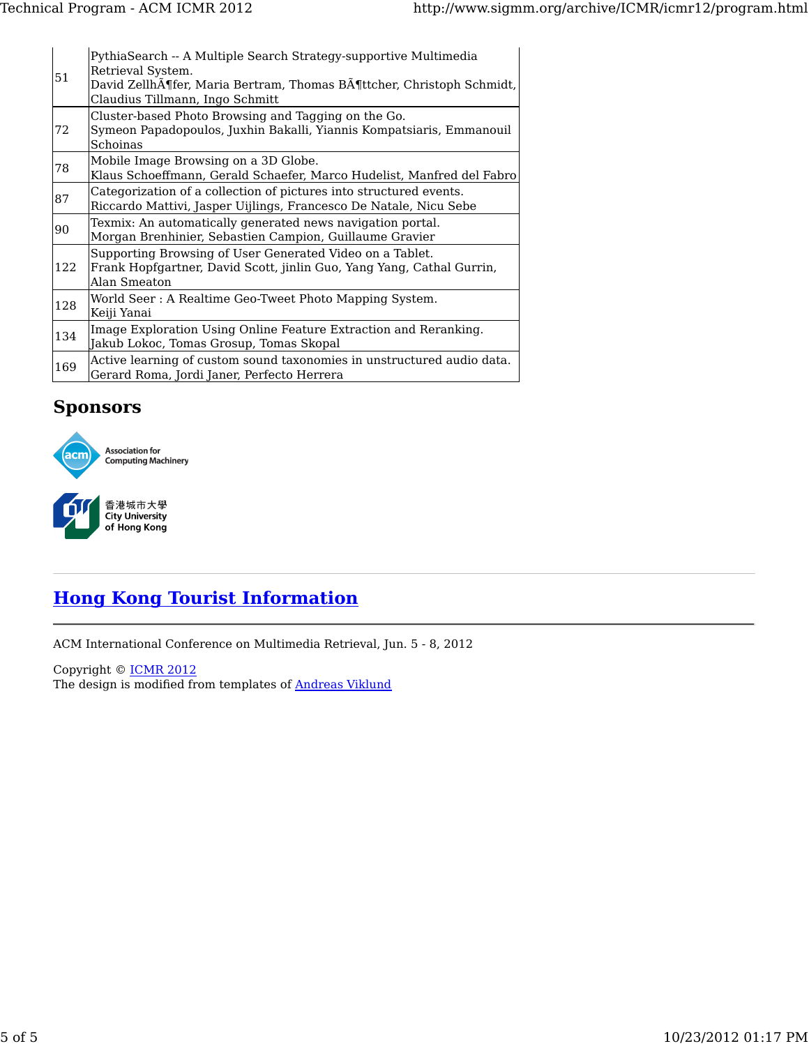| | |
|---|---|
| 51 | PythiaSearch -- A Multiple Search Strategy-supportive Multimedia Retrieval System.<br>David ZellhÃ¶fer, Maria Bertram, Thomas BÃ¶ttcher, Christoph Schmidt, Claudius Tillmann, Ingo Schmitt |
| 72 | Cluster-based Photo Browsing and Tagging on the Go.<br>Symeon Papadopoulos, Juxhin Bakalli, Yiannis Kompatsiaris, Emmanouil Schoinas |
| 78 | Mobile Image Browsing on a 3D Globe.<br>Klaus Schoeffmann, Gerald Schaefer, Marco Hudelist, Manfred del Fabro |
| 87 | Categorization of a collection of pictures into structured events.<br>Riccardo Mattivi, Jasper Uijlings, Francesco De Natale, Nicu Sebe |
| 90 | Texmix: An automatically generated news navigation portal.<br>Morgan Brenhinier, Sebastien Campion, Guillaume Gravier |
| 122 | Supporting Browsing of User Generated Video on a Tablet.<br>Frank Hopfgartner, David Scott, jinlin Guo, Yang Yang, Cathal Gurrin, Alan Smeaton |
| 128 | World Seer : A Realtime Geo-Tweet Photo Mapping System.<br>Keiji Yanai |
| 134 | Image Exploration Using Online Feature Extraction and Reranking.<br>Jakub Lokoc, Tomas Grosup, Tomas Skopal |
| 169 | Active learning of custom sound taxonomies in unstructured audio data.<br>Gerard Roma, Jordi Janer, Perfecto Herrera |

## Sponsors

Association for Computing Machinery

香港城市大學 City University of Hong Kong

---

## Hong Kong Tourist Information

---

ACM International Conference on Multimedia Retrieval, Jun. 5 - 8, 2012

Copyright © ICMR 2012
The design is modified from templates of Andreas Viklund